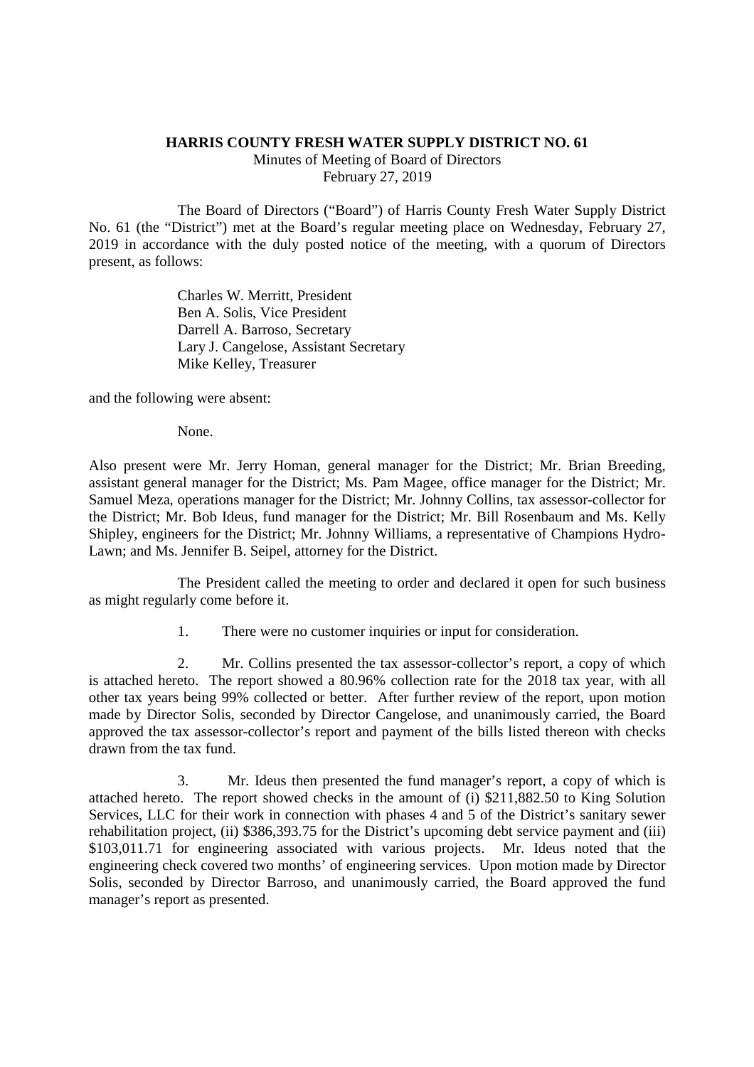**HARRIS COUNTY FRESH WATER SUPPLY DISTRICT NO. 61**

Minutes of Meeting of Board of Directors

February 27, 2019

The Board of Directors ("Board") of Harris County Fresh Water Supply District No. 61 (the "District") met at the Board's regular meeting place on Wednesday, February 27, 2019 in accordance with the duly posted notice of the meeting, with a quorum of Directors present, as follows:

Charles W. Merritt, President
Ben A. Solis, Vice President
Darrell A. Barroso, Secretary
Lary J. Cangelose, Assistant Secretary
Mike Kelley, Treasurer

and the following were absent:

None.

Also present were Mr. Jerry Homan, general manager for the District; Mr. Brian Breeding, assistant general manager for the District; Ms. Pam Magee, office manager for the District; Mr. Samuel Meza, operations manager for the District; Mr. Johnny Collins, tax assessor-collector for the District; Mr. Bob Ideus, fund manager for the District; Mr. Bill Rosenbaum and Ms. Kelly Shipley, engineers for the District; Mr. Johnny Williams, a representative of Champions Hydro-Lawn; and Ms. Jennifer B. Seipel, attorney for the District.

The President called the meeting to order and declared it open for such business as might regularly come before it.

1. There were no customer inquiries or input for consideration.

2. Mr. Collins presented the tax assessor-collector's report, a copy of which is attached hereto. The report showed a 80.96% collection rate for the 2018 tax year, with all other tax years being 99% collected or better. After further review of the report, upon motion made by Director Solis, seconded by Director Cangelose, and unanimously carried, the Board approved the tax assessor-collector's report and payment of the bills listed thereon with checks drawn from the tax fund.

3. Mr. Ideus then presented the fund manager's report, a copy of which is attached hereto. The report showed checks in the amount of (i) $211,882.50 to King Solution Services, LLC for their work in connection with phases 4 and 5 of the District's sanitary sewer rehabilitation project, (ii) $386,393.75 for the District's upcoming debt service payment and (iii) $103,011.71 for engineering associated with various projects. Mr. Ideus noted that the engineering check covered two months' of engineering services. Upon motion made by Director Solis, seconded by Director Barroso, and unanimously carried, the Board approved the fund manager's report as presented.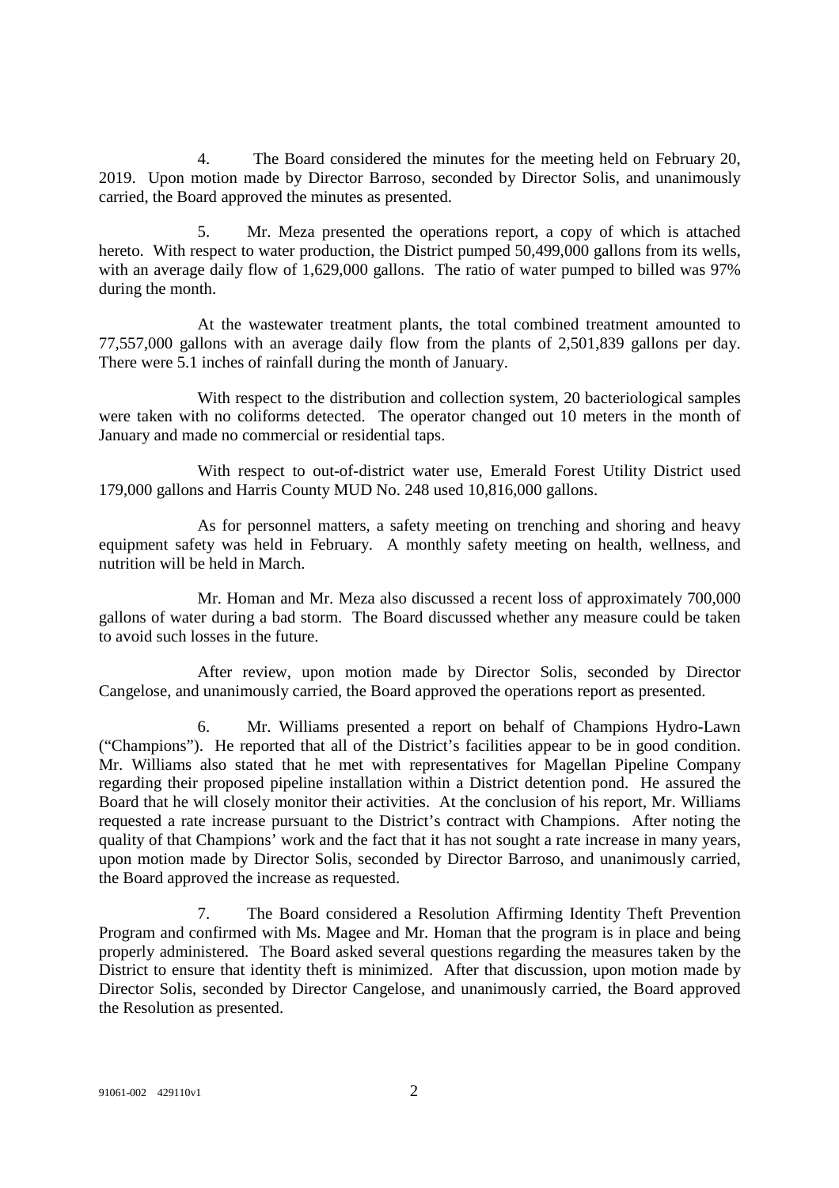4. The Board considered the minutes for the meeting held on February 20, 2019. Upon motion made by Director Barroso, seconded by Director Solis, and unanimously carried, the Board approved the minutes as presented.

5. Mr. Meza presented the operations report, a copy of which is attached hereto. With respect to water production, the District pumped 50,499,000 gallons from its wells, with an average daily flow of 1,629,000 gallons. The ratio of water pumped to billed was 97% during the month.

At the wastewater treatment plants, the total combined treatment amounted to 77,557,000 gallons with an average daily flow from the plants of 2,501,839 gallons per day. There were 5.1 inches of rainfall during the month of January.

With respect to the distribution and collection system, 20 bacteriological samples were taken with no coliforms detected. The operator changed out 10 meters in the month of January and made no commercial or residential taps.

With respect to out-of-district water use, Emerald Forest Utility District used 179,000 gallons and Harris County MUD No. 248 used 10,816,000 gallons.

As for personnel matters, a safety meeting on trenching and shoring and heavy equipment safety was held in February. A monthly safety meeting on health, wellness, and nutrition will be held in March.

Mr. Homan and Mr. Meza also discussed a recent loss of approximately 700,000 gallons of water during a bad storm. The Board discussed whether any measure could be taken to avoid such losses in the future.

After review, upon motion made by Director Solis, seconded by Director Cangelose, and unanimously carried, the Board approved the operations report as presented.

6. Mr. Williams presented a report on behalf of Champions Hydro-Lawn ("Champions"). He reported that all of the District's facilities appear to be in good condition. Mr. Williams also stated that he met with representatives for Magellan Pipeline Company regarding their proposed pipeline installation within a District detention pond. He assured the Board that he will closely monitor their activities. At the conclusion of his report, Mr. Williams requested a rate increase pursuant to the District's contract with Champions. After noting the quality of that Champions' work and the fact that it has not sought a rate increase in many years, upon motion made by Director Solis, seconded by Director Barroso, and unanimously carried, the Board approved the increase as requested.

7. The Board considered a Resolution Affirming Identity Theft Prevention Program and confirmed with Ms. Magee and Mr. Homan that the program is in place and being properly administered. The Board asked several questions regarding the measures taken by the District to ensure that identity theft is minimized. After that discussion, upon motion made by Director Solis, seconded by Director Cangelose, and unanimously carried, the Board approved the Resolution as presented.

91061-002 429110v1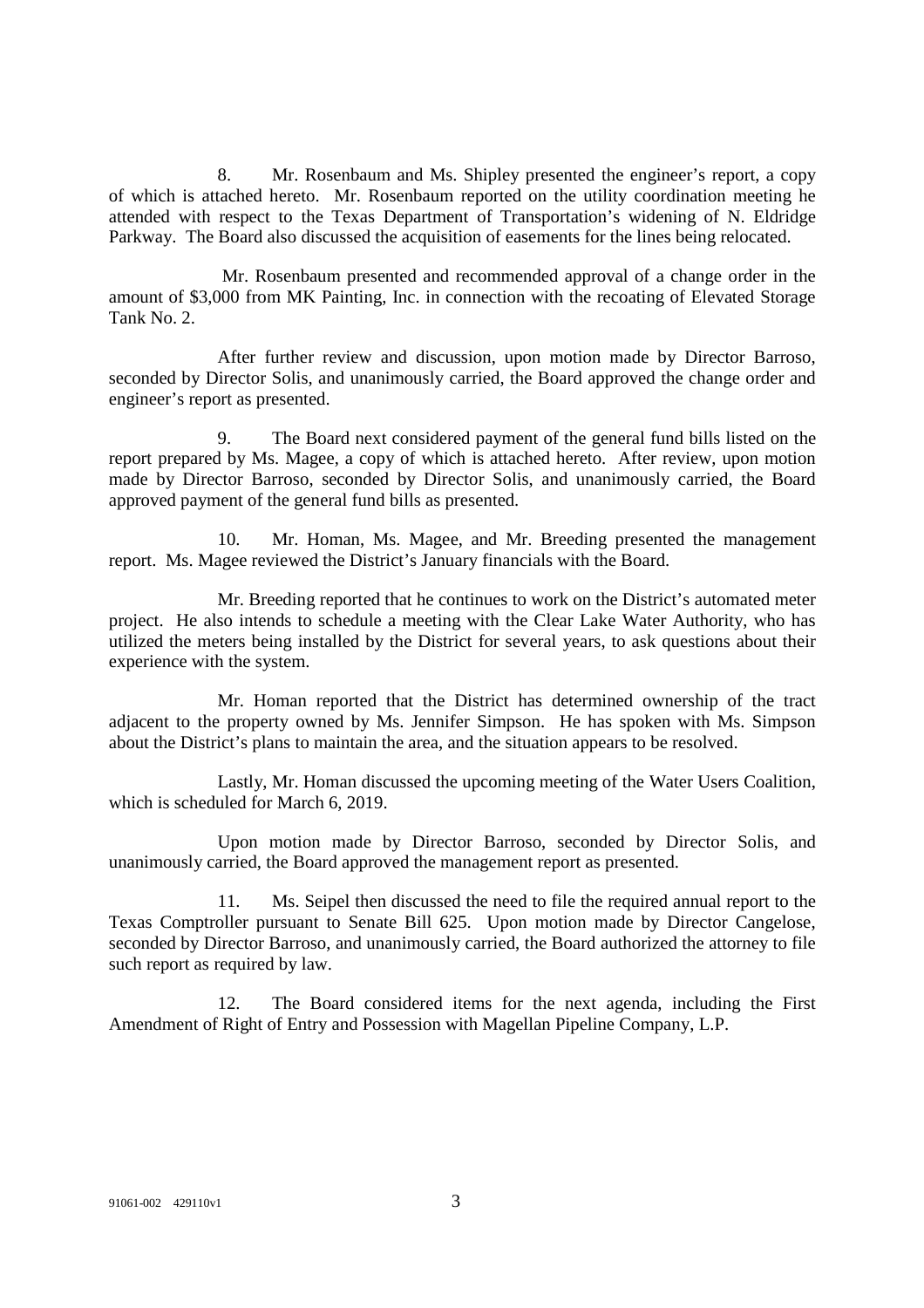8. Mr. Rosenbaum and Ms. Shipley presented the engineer's report, a copy of which is attached hereto. Mr. Rosenbaum reported on the utility coordination meeting he attended with respect to the Texas Department of Transportation's widening of N. Eldridge Parkway. The Board also discussed the acquisition of easements for the lines being relocated.

Mr. Rosenbaum presented and recommended approval of a change order in the amount of $3,000 from MK Painting, Inc. in connection with the recoating of Elevated Storage Tank No. 2.

After further review and discussion, upon motion made by Director Barroso, seconded by Director Solis, and unanimously carried, the Board approved the change order and engineer's report as presented.

9. The Board next considered payment of the general fund bills listed on the report prepared by Ms. Magee, a copy of which is attached hereto. After review, upon motion made by Director Barroso, seconded by Director Solis, and unanimously carried, the Board approved payment of the general fund bills as presented.

10. Mr. Homan, Ms. Magee, and Mr. Breeding presented the management report. Ms. Magee reviewed the District's January financials with the Board.

Mr. Breeding reported that he continues to work on the District's automated meter project. He also intends to schedule a meeting with the Clear Lake Water Authority, who has utilized the meters being installed by the District for several years, to ask questions about their experience with the system.

Mr. Homan reported that the District has determined ownership of the tract adjacent to the property owned by Ms. Jennifer Simpson. He has spoken with Ms. Simpson about the District's plans to maintain the area, and the situation appears to be resolved.

Lastly, Mr. Homan discussed the upcoming meeting of the Water Users Coalition, which is scheduled for March 6, 2019.

Upon motion made by Director Barroso, seconded by Director Solis, and unanimously carried, the Board approved the management report as presented.

11. Ms. Seipel then discussed the need to file the required annual report to the Texas Comptroller pursuant to Senate Bill 625. Upon motion made by Director Cangelose, seconded by Director Barroso, and unanimously carried, the Board authorized the attorney to file such report as required by law.

12. The Board considered items for the next agenda, including the First Amendment of Right of Entry and Possession with Magellan Pipeline Company, L.P.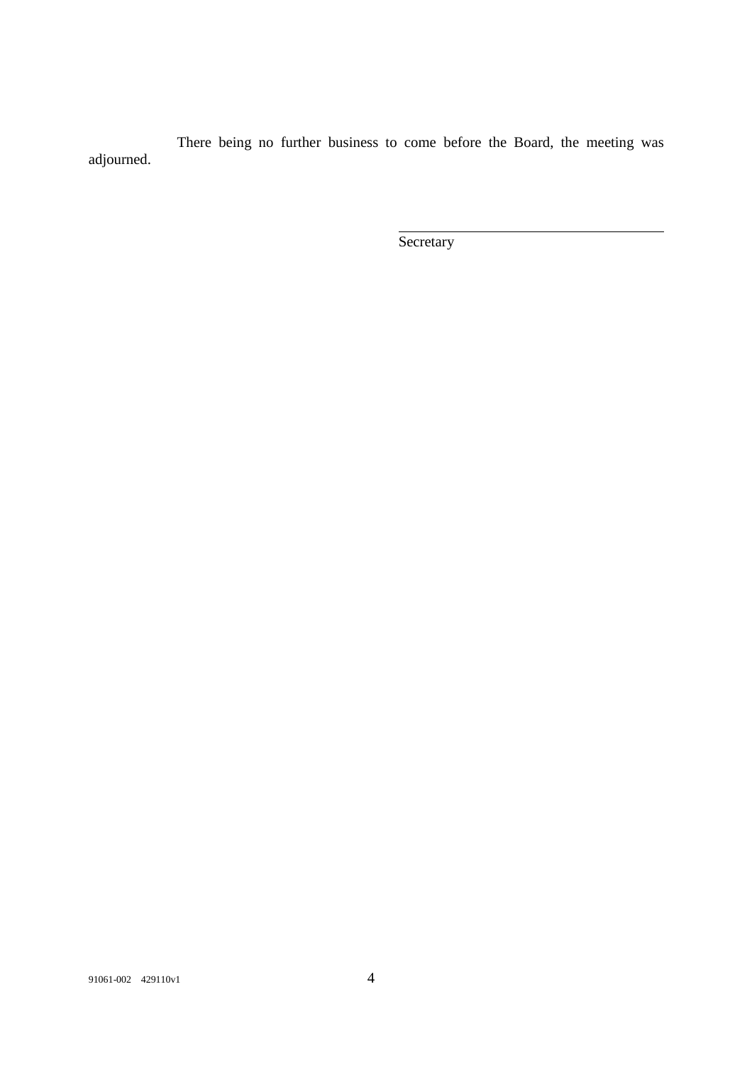There being no further business to come before the Board, the meeting was adjourned.

\_\_\_\_\_\_\_\_\_\_\_\_\_\_\_\_\_\_\_\_\_\_\_\_\_\_\_\_\_\_\_\_\_\_\_\_

Secretary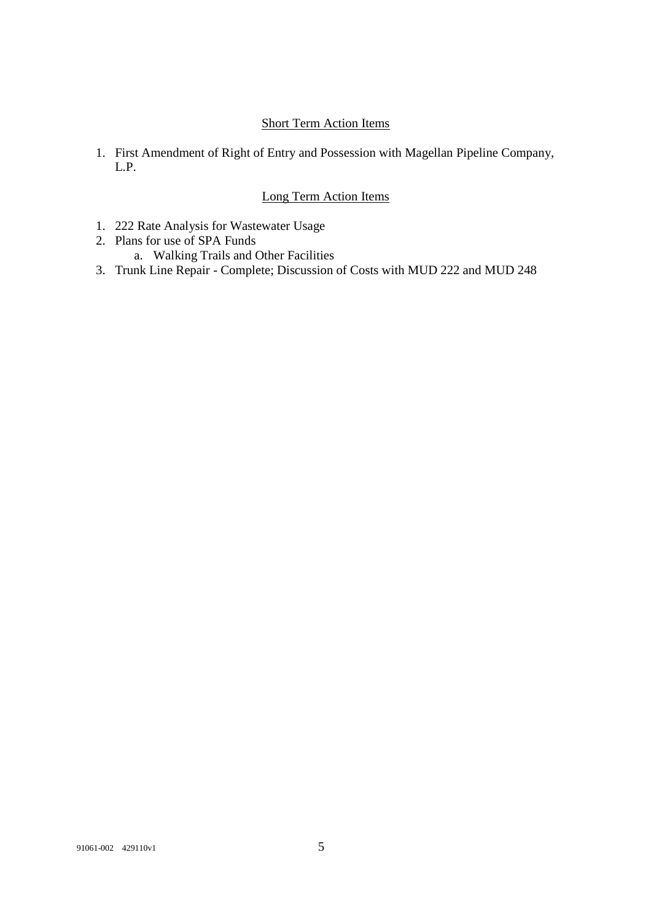## Short Term Action Items

1. First Amendment of Right of Entry and Possession with Magellan Pipeline Company, L.P.

## Long Term Action Items

1. 222 Rate Analysis for Wastewater Usage
2. Plans for use of SPA Funds
   a. Walking Trails and Other Facilities
3. Trunk Line Repair - Complete; Discussion of Costs with MUD 222 and MUD 248

91061-002 429110v1